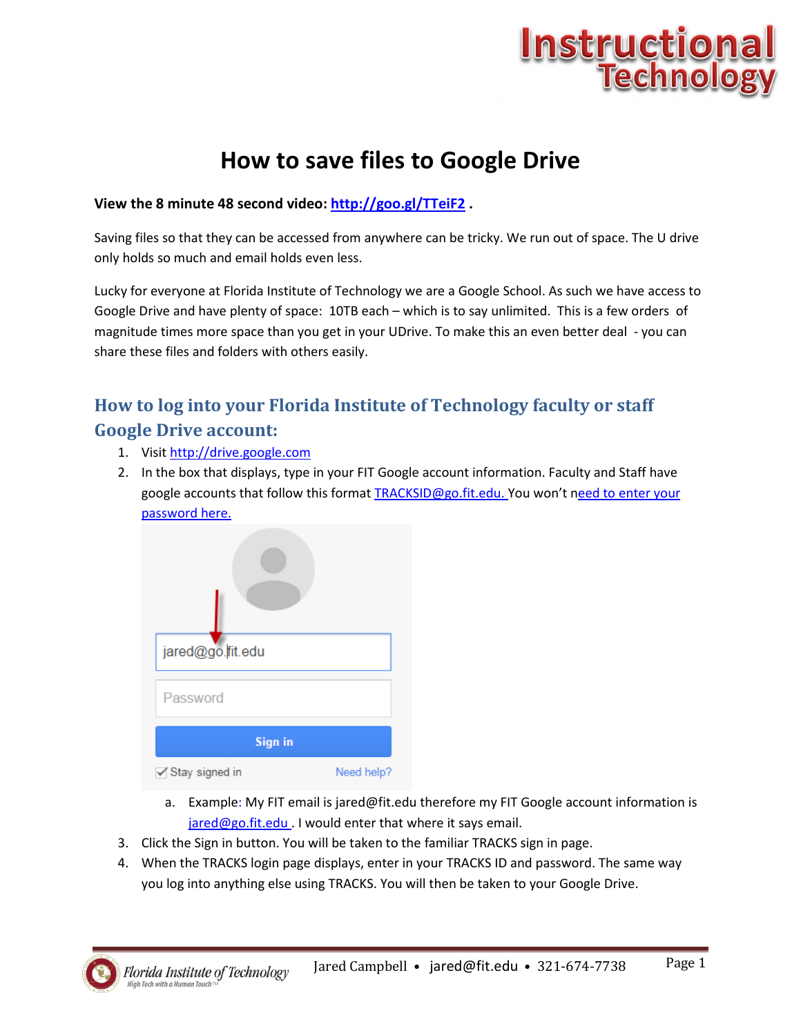# How to save files to Google Drive

**View the 8 minute 48 second video: http://goo.gl/TTeiF2 .**

Saving files so that they can be accessed from anywhere can be tricky. We run out of space. The U drive only holds so much and email holds even less.

Lucky for everyone at Florida Institute of Technology we are a Google School. As such we have access to Google Drive and have plenty of space: 10TB each – which is to say unlimited. This is a few orders of magnitude times more space than you get in your UDrive. To make this an even better deal - you can share these files and folders with others easily.

## How to log into your Florida Institute of Technology faculty or staff Google Drive account:

1. Visit http://drive.google.com
2. In the box that displays, type in your FIT Google account information. Faculty and Staff have google accounts that follow this format TRACKSID@go.fit.edu. You won't need to enter your password here.
   a. Example: My FIT email is jared@fit.edu therefore my FIT Google account information is jared@go.fit.edu . I would enter that where it says email.
3. Click the Sign in button. You will be taken to the familiar TRACKS sign in page.
4. When the TRACKS login page displays, enter in your TRACKS ID and password. The same way you log into anything else using TRACKS. You will then be taken to your Google Drive.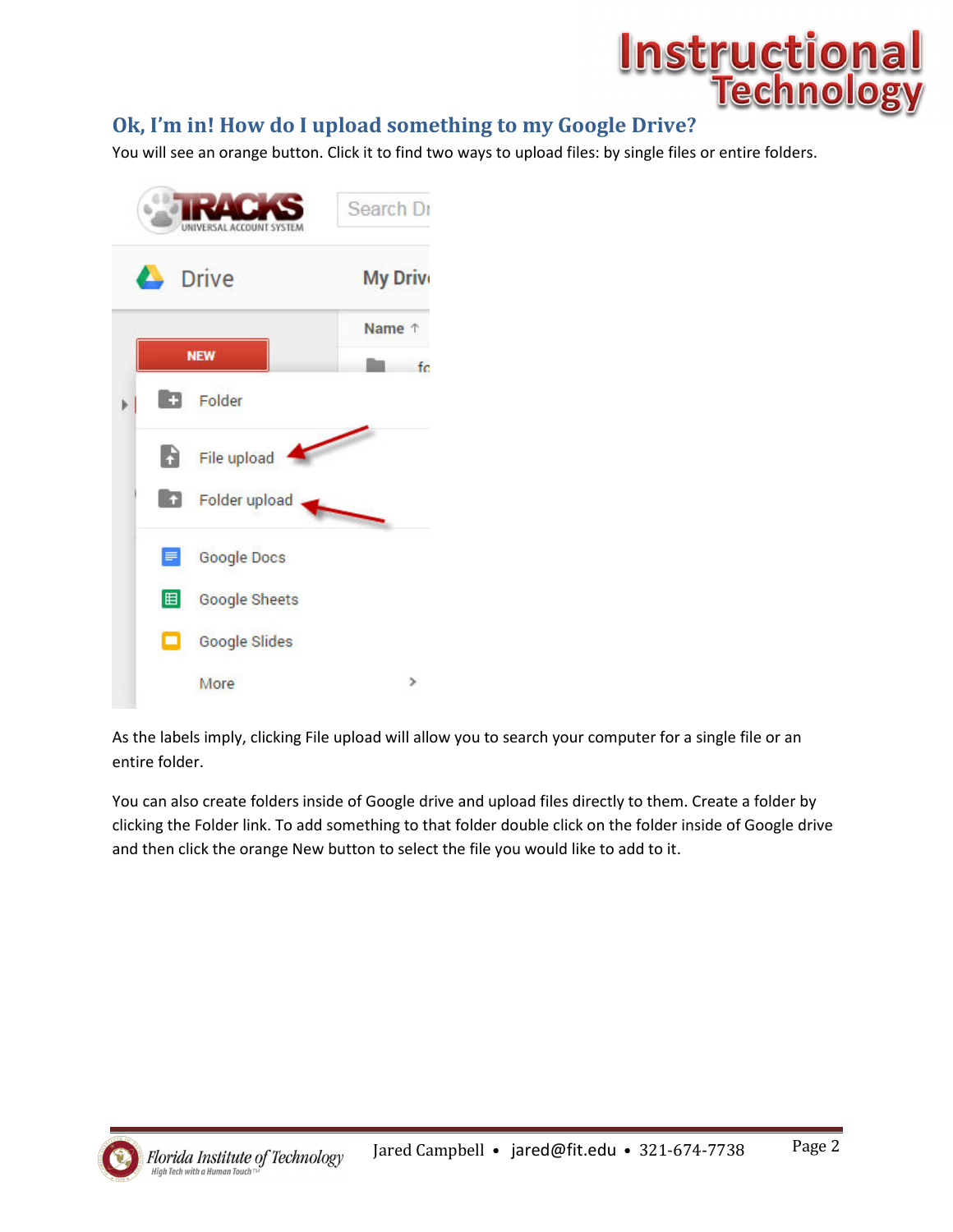## Ok, I'm in! How do I upload something to my Google Drive?

You will see an orange button. Click it to find two ways to upload files: by single files or entire folders.

As the labels imply, clicking File upload will allow you to search your computer for a single file or an entire folder.

You can also create folders inside of Google drive and upload files directly to them. Create a folder by clicking the Folder link. To add something to that folder double click on the folder inside of Google drive and then click the orange New button to select the file you would like to add to it.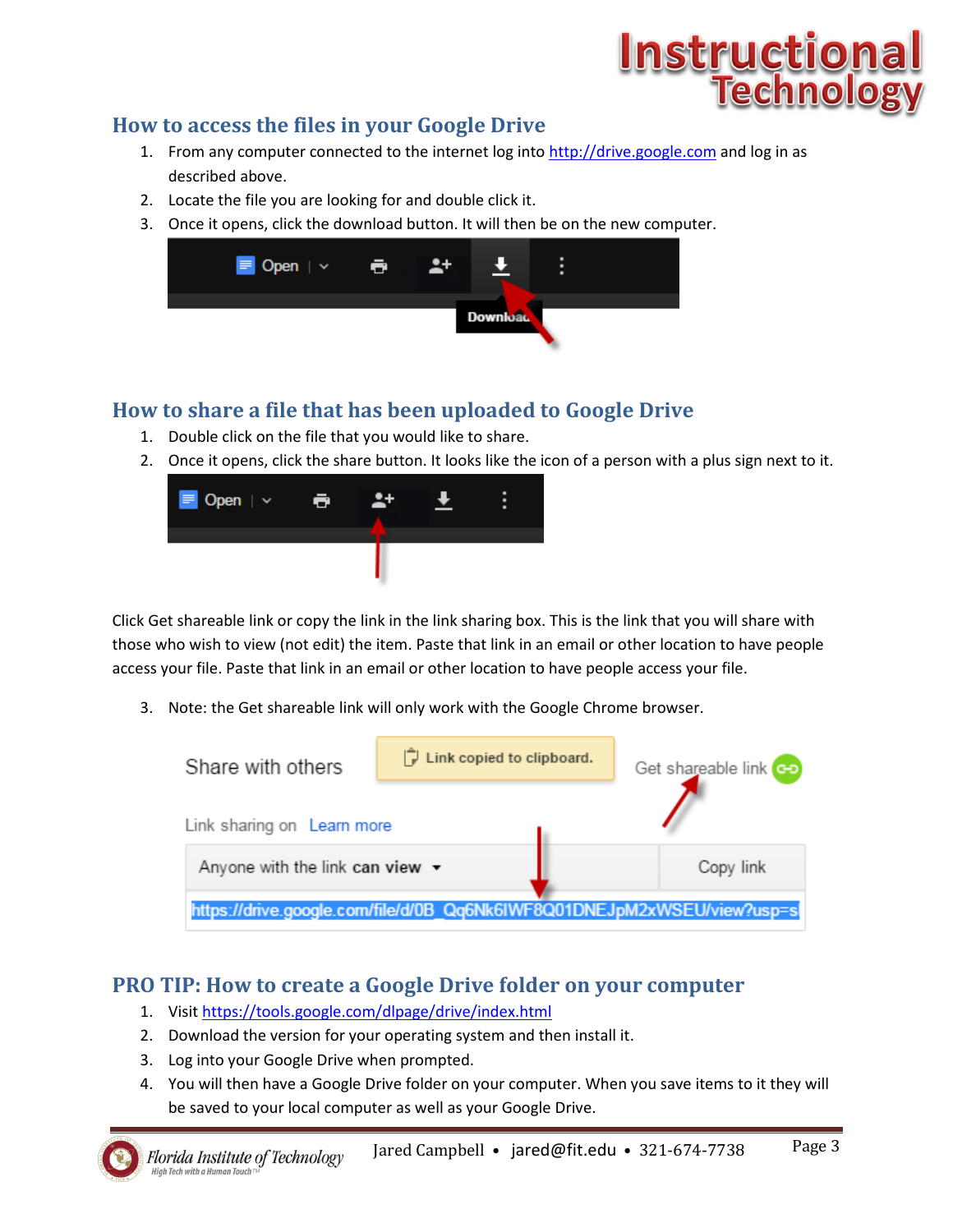## How to access the files in your Google Drive

1. From any computer connected to the internet log into http://drive.google.com and log in as described above.
2. Locate the file you are looking for and double click it.
3. Once it opens, click the download button. It will then be on the new computer.

## How to share a file that has been uploaded to Google Drive

1. Double click on the file that you would like to share.
2. Once it opens, click the share button. It looks like the icon of a person with a plus sign next to it.

Click Get shareable link or copy the link in the link sharing box. This is the link that you will share with those who wish to view (not edit) the item. Paste that link in an email or other location to have people access your file. Paste that link in an email or other location to have people access your file.

3. Note: the Get shareable link will only work with the Google Chrome browser.

## PRO TIP: How to create a Google Drive folder on your computer

1. Visit https://tools.google.com/dlpage/drive/index.html
2. Download the version for your operating system and then install it.
3. Log into your Google Drive when prompted.
4. You will then have a Google Drive folder on your computer. When you save items to it they will be saved to your local computer as well as your Google Drive.